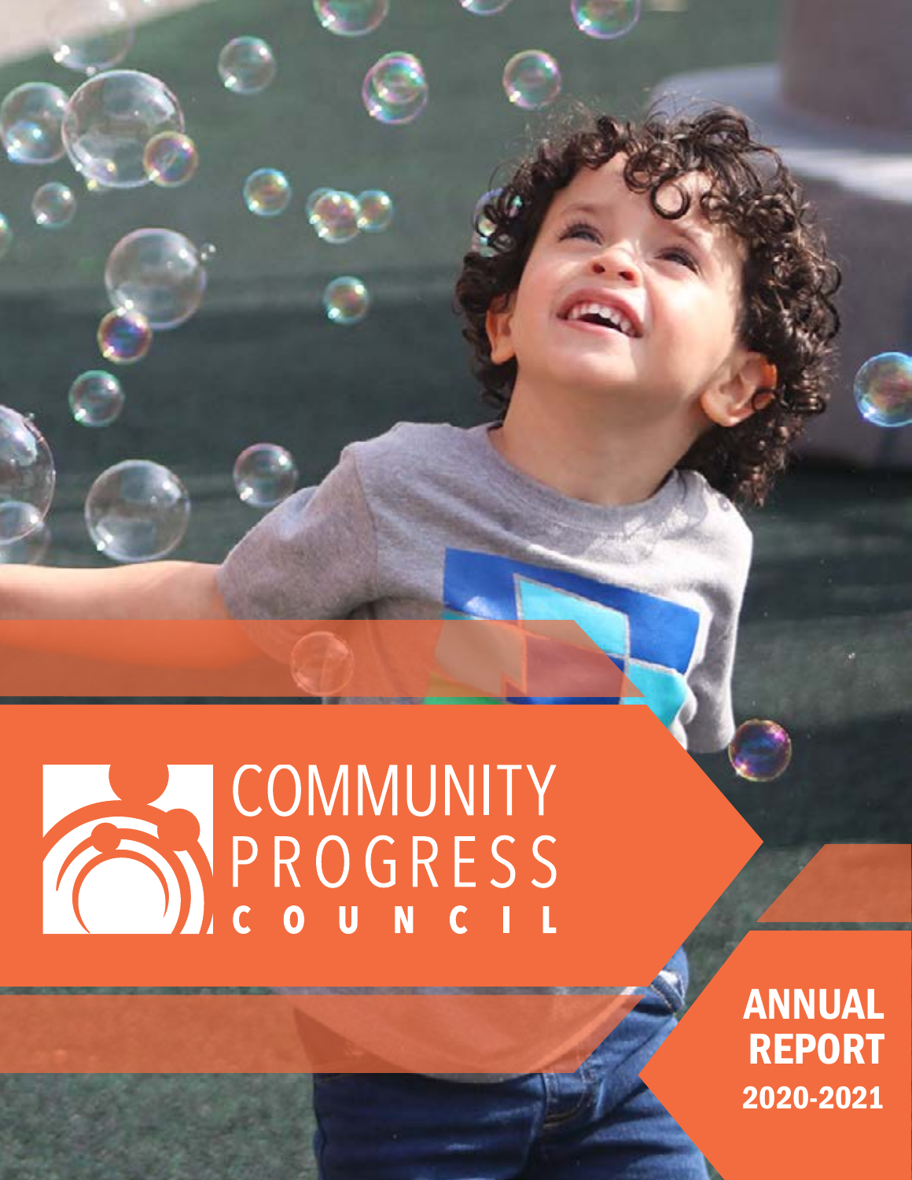# COMMUNITY PROGRESS COUNCIL

## ANNUAL REPORT 2020-2021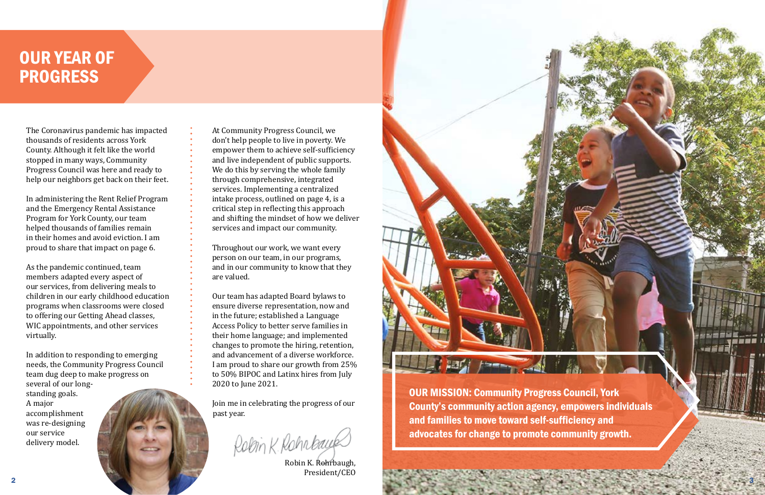# OUR YEAR OF PROGRESS

The Coronavirus pandemic has impacted thousands of residents across York County. Although it felt like the world stopped in many ways, Community Progress Council was here and ready to help our neighbors get back on their feet.

In administering the Rent Relief Program and the Emergency Rental Assistance Program for York County, our team helped thousands of families remain in their homes and avoid eviction. I am proud to share that impact on page 6.

As the pandemic continued, team members adapted every aspect of our services, from delivering meals to children in our early childhood education programs when classrooms were closed to offering our Getting Ahead classes, WIC appointments, and other services virtually.

In addition to responding to emerging needs, the Community Progress Council team dug deep to make progress on several of our long-standing goals. A major accomplishment was re-designing our service delivery model.

At Community Progress Council, we don't help people to live in poverty. We empower them to achieve self-sufficiency and live independent of public supports. We do this by serving the whole family through comprehensive, integrated services. Implementing a centralized intake process, outlined on page 4, is a critical step in reflecting this approach and shifting the mindset of how we deliver services and impact our community.

Throughout our work, we want every person on our team, in our programs, and in our community to know that they are valued.

Our team has adapted Board bylaws to ensure diverse representation, now and in the future; established a Language Access Policy to better serve families in their home language; and implemented changes to promote the hiring, retention, and advancement of a diverse workforce. I am proud to share our growth from 25% to 50% BIPOC and Latinx hires from July 2020 to June 2021.

Join me in celebrating the progress of our past year.

Robin K. Rohrbaugh,
President/CEO

**OUR MISSION: Community Progress Council, York County's community action agency, empowers individuals and families to move toward self-sufficiency and advocates for change to promote community growth.**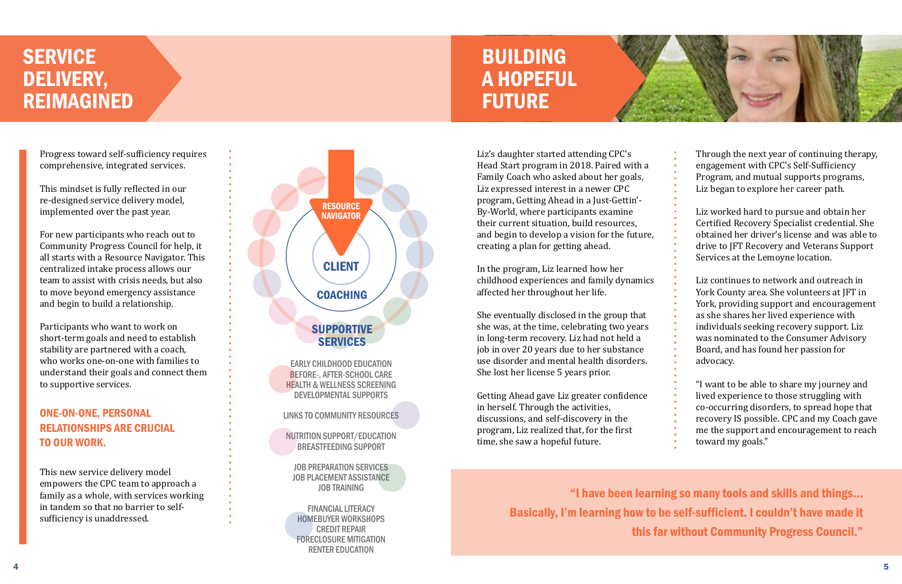# SERVICE DELIVERY, REIMAGINED

Progress toward self-sufficiency requires comprehensive, integrated services.

This mindset is fully reflected in our re-designed service delivery model, implemented over the past year.

For new participants who reach out to Community Progress Council for help, it all starts with a Resource Navigator. This centralized intake process allows our team to assist with crisis needs, but also to move beyond emergency assistance and begin to build a relationship.

Participants who want to work on short-term goals and need to establish stability are partnered with a coach, who works one-on-one with families to understand their goals and connect them to supportive services.

### ONE-ON-ONE, PERSONAL RELATIONSHIPS ARE CRUCIAL TO OUR WORK.

This new service delivery model empowers the CPC team to approach a family as a whole, with services working in tandem so that no barrier to self-sufficiency is unaddressed.

RESOURCE NAVIGATOR

CLIENT

COACHING

SUPPORTIVE SERVICES

EARLY CHILDHOOD EDUCATION
BEFORE-, AFTER-SCHOOL CARE
HEALTH & WELLNESS SCREENING
DEVELOPMENTAL SUPPORTS

LINKS TO COMMUNITY RESOURCES

NUTRITION SUPPORT/EDUCATION
BREASTFEEDING SUPPORT

JOB PREPARATION SERVICES
JOB PLACEMENT ASSISTANCE
JOB TRAINING

FINANCIAL LITERACY
HOMEBUYER WORKSHOPS
CREDIT REPAIR
FORECLOSURE MITIGATION
RENTER EDUCATION

# BUILDING A HOPEFUL FUTURE

Liz's daughter started attending CPC's Head Start program in 2018. Paired with a Family Coach who asked about her goals, Liz expressed interest in a newer CPC program, Getting Ahead in a Just-Gettin'-By-World, where participants examine their current situation, build resources, and begin to develop a vision for the future, creating a plan for getting ahead.

In the program, Liz learned how her childhood experiences and family dynamics affected her throughout her life.

She eventually disclosed in the group that she was, at the time, celebrating two years in long-term recovery. Liz had not held a job in over 20 years due to her substance use disorder and mental health disorders. She lost her license 5 years prior.

Getting Ahead gave Liz greater confidence in herself. Through the activities, discussions, and self-discovery in the program, Liz realized that, for the first time, she saw a hopeful future.

Through the next year of continuing therapy, engagement with CPC's Self-Sufficiency Program, and mutual supports programs, Liz began to explore her career path.

Liz worked hard to pursue and obtain her Certified Recovery Specialist credential. She obtained her driver's license and was able to drive to JFT Recovery and Veterans Support Services at the Lemoyne location.

Liz continues to network and outreach in York County area. She volunteers at JFT in York, providing support and encouragement as she shares her lived experience with individuals seeking recovery support. Liz was nominated to the Consumer Advisory Board, and has found her passion for advocacy.

"I want to be able to share my journey and lived experience to those struggling with co-occurring disorders, to spread hope that recovery IS possible. CPC and my Coach gave me the support and encouragement to reach toward my goals."

**"I have been learning so many tools and skills and things... Basically, I'm learning how to be self-sufficient. I couldn't have made it this far without Community Progress Council."**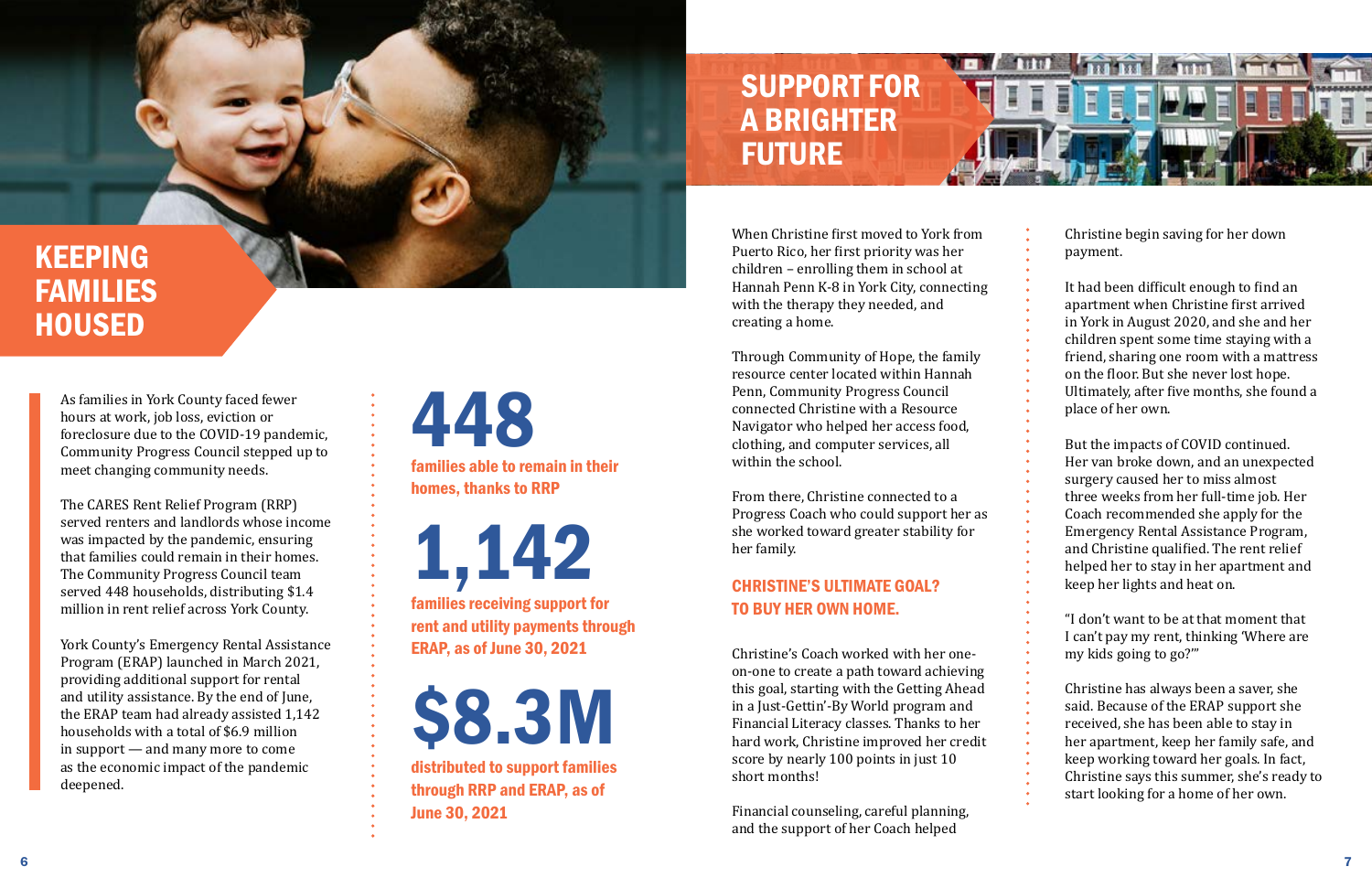# KEEPING FAMILIES HOUSED

As families in York County faced fewer hours at work, job loss, eviction or foreclosure due to the COVID-19 pandemic, Community Progress Council stepped up to meet changing community needs.

The CARES Rent Relief Program (RRP) served renters and landlords whose income was impacted by the pandemic, ensuring that families could remain in their homes. The Community Progress Council team served 448 households, distributing $1.4 million in rent relief across York County.

York County's Emergency Rental Assistance Program (ERAP) launched in March 2021, providing additional support for rental and utility assistance. By the end of June, the ERAP team had already assisted 1,142 households with a total of $6.9 million in support — and many more to come as the economic impact of the pandemic deepened.

**448**

**families able to remain in their homes, thanks to RRP**

**1,142**

**families receiving support for rent and utility payments through ERAP, as of June 30, 2021**

**$8.3M**

**distributed to support families through RRP and ERAP, as of June 30, 2021**

# SUPPORT FOR A BRIGHTER FUTURE

When Christine first moved to York from Puerto Rico, her first priority was her children – enrolling them in school at Hannah Penn K-8 in York City, connecting with the therapy they needed, and creating a home.

Through Community of Hope, the family resource center located within Hannah Penn, Community Progress Council connected Christine with a Resource Navigator who helped her access food, clothing, and computer services, all within the school.

From there, Christine connected to a Progress Coach who could support her as she worked toward greater stability for her family.

## CHRISTINE'S ULTIMATE GOAL? TO BUY HER OWN HOME.

Christine's Coach worked with her one-on-one to create a path toward achieving this goal, starting with the Getting Ahead in a Just-Gettin'-By World program and Financial Literacy classes. Thanks to her hard work, Christine improved her credit score by nearly 100 points in just 10 short months!

Financial counseling, careful planning, and the support of her Coach helped Christine begin saving for her down payment.

It had been difficult enough to find an apartment when Christine first arrived in York in August 2020, and she and her children spent some time staying with a friend, sharing one room with a mattress on the floor. But she never lost hope. Ultimately, after five months, she found a place of her own.

But the impacts of COVID continued. Her van broke down, and an unexpected surgery caused her to miss almost three weeks from her full-time job. Her Coach recommended she apply for the Emergency Rental Assistance Program, and Christine qualified. The rent relief helped her to stay in her apartment and keep her lights and heat on.

"I don't want to be at that moment that I can't pay my rent, thinking 'Where are my kids going to go?'"

Christine has always been a saver, she said. Because of the ERAP support she received, she has been able to stay in her apartment, keep her family safe, and keep working toward her goals. In fact, Christine says this summer, she's ready to start looking for a home of her own.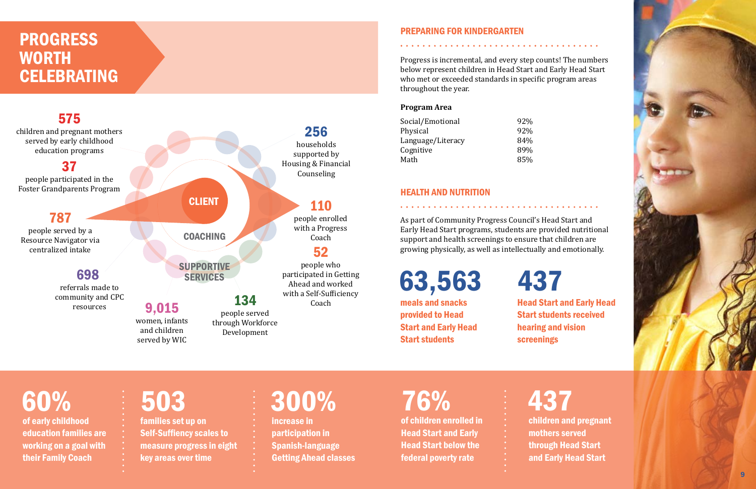# PROGRESS WORTH CELEBRATING

**575**
children and pregnant mothers served by early childhood education programs

**37**
people participated in the Foster Grandparents Program

**787**
people served by a Resource Navigator via centralized intake

**698**
referrals made to community and CPC resources

**9,015**
women, infants and children served by WIC

**134**
people served through Workforce Development

**256**
households supported by Housing & Financial Counseling

**110**
people enrolled with a Progress Coach

**52**
people who participated in Getting Ahead and worked with a Self-Sufficiency Coach

CLIENT

COACHING

SUPPORTIVE SERVICES

## PREPARING FOR KINDERGARTEN

Progress is incremental, and every step counts! The numbers below represent children in Head Start and Early Head Start who met or exceeded standards in specific program areas throughout the year.

| Program Area | |
|---|---|
| Social/Emotional | 92% |
| Physical | 92% |
| Language/Literacy | 84% |
| Cognitive | 89% |
| Math | 85% |

## HEALTH AND NUTRITION

As part of Community Progress Council's Head Start and Early Head Start programs, students are provided nutritional support and health screenings to ensure that children are growing physically, as well as intellectually and emotionally.

**63,563**
meals and snacks provided to Head Start and Early Head Start students

**437**
Head Start and Early Head Start students received hearing and vision screenings

**60%**
of early childhood education families are working on a goal with their Family Coach

**503**
families set up on Self-Suffiency scales to measure progress in eight key areas over time

**300%**
increase in participation in Spanish-language Getting Ahead classes

**76%**
of children enrolled in Head Start and Early Head Start below the federal poverty rate

**437**
children and pregnant mothers served through Head Start and Early Head Start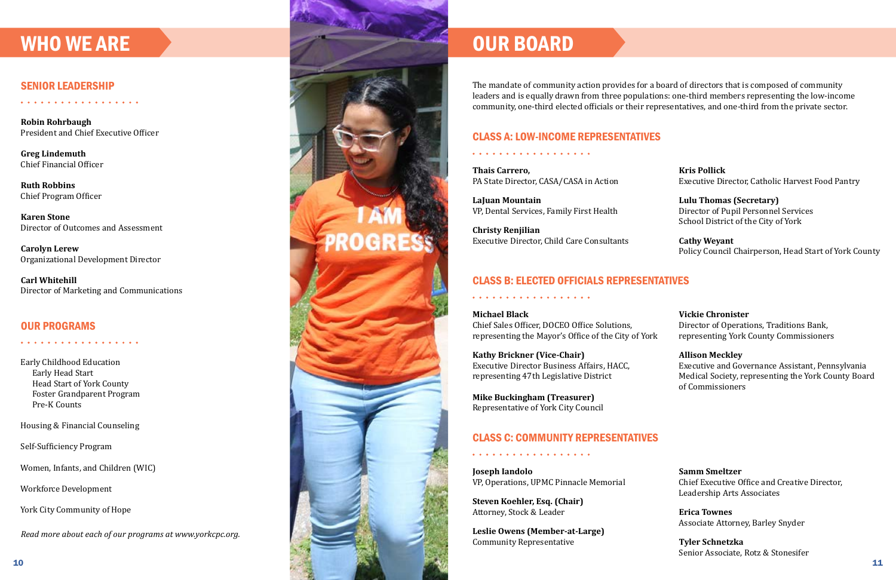# WHO WE ARE

## SENIOR LEADERSHIP

**Robin Rohrbaugh**
President and Chief Executive Officer

**Greg Lindemuth**
Chief Financial Officer

**Ruth Robbins**
Chief Program Officer

**Karen Stone**
Director of Outcomes and Assessment

**Carolyn Lerew**
Organizational Development Director

**Carl Whitehill**
Director of Marketing and Communications

## OUR PROGRAMS

Early Childhood Education
- Early Head Start
- Head Start of York County
- Foster Grandparent Program
- Pre-K Counts

Housing & Financial Counseling

Self-Sufficiency Program

Women, Infants, and Children (WIC)

Workforce Development

York City Community of Hope

*Read more about each of our programs at www.yorkcpc.org.*

# OUR BOARD

The mandate of community action provides for a board of directors that is composed of community leaders and is equally drawn from three populations: one-third members representing the low-income community, one-third elected officials or their representatives, and one-third from the private sector.

## CLASS A: LOW-INCOME REPRESENTATIVES

**Thais Carrero,**
PA State Director, CASA/CASA in Action

**LaJuan Mountain**
VP, Dental Services, Family First Health

**Christy Renjilian**
Executive Director, Child Care Consultants

**Kris Pollick**
Executive Director, Catholic Harvest Food Pantry

**Lulu Thomas (Secretary)**
Director of Pupil Personnel Services
School District of the City of York

**Cathy Weyant**
Policy Council Chairperson, Head Start of York County

## CLASS B: ELECTED OFFICIALS REPRESENTATIVES

**Michael Black**
Chief Sales Officer, DOCEO Office Solutions, representing the Mayor's Office of the City of York

**Kathy Brickner (Vice-Chair)**
Executive Director Business Affairs, HACC, representing 47th Legislative District

**Mike Buckingham (Treasurer)**
Representative of York City Council

**Vickie Chronister**
Director of Operations, Traditions Bank, representing York County Commissioners

**Allison Meckley**
Executive and Governance Assistant, Pennsylvania Medical Society, representing the York County Board of Commissioners

## CLASS C: COMMUNITY REPRESENTATIVES

**Joseph Iandolo**
VP, Operations, UPMC Pinnacle Memorial

**Steven Koehler, Esq. (Chair)**
Attorney, Stock & Leader

**Leslie Owens (Member-at-Large)**
Community Representative

**Samm Smeltzer**
Chief Executive Office and Creative Director, Leadership Arts Associates

**Erica Townes**
Associate Attorney, Barley Snyder

**Tyler Schnetzka**
Senior Associate, Rotz & Stonesifer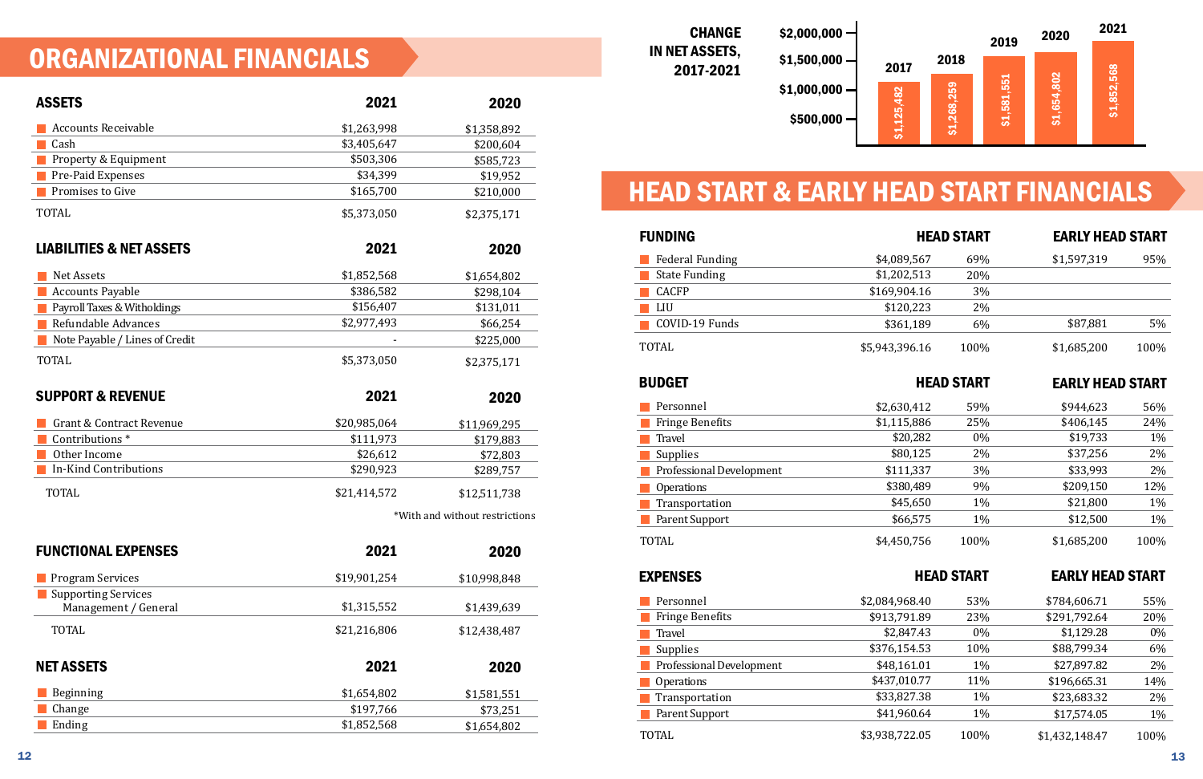# ORGANIZATIONAL FINANCIALS

| ASSETS | 2021 | 2020 |
|---|---|---|
| Accounts Receivable | $1,263,998 | $1,358,892 |
| Cash | $3,405,647 | $200,604 |
| Property & Equipment | $503,306 | $585,723 |
| Pre-Paid Expenses | $34,399 | $19,952 |
| Promises to Give | $165,700 | $210,000 |
| TOTAL | $5,373,050 | $2,375,171 |

| LIABILITIES & NET ASSETS | 2021 | 2020 |
|---|---|---|
| Net Assets | $1,852,568 | $1,654,802 |
| Accounts Payable | $386,582 | $298,104 |
| Payroll Taxes & Witholdings | $156,407 | $131,011 |
| Refundable Advances | $2,977,493 | $66,254 |
| Note Payable / Lines of Credit | - | $225,000 |
| TOTAL | $5,373,050 | $2,375,171 |

| SUPPORT & REVENUE | 2021 | 2020 |
|---|---|---|
| Grant & Contract Revenue | $20,985,064 | $11,969,295 |
| Contributions * | $111,973 | $179,883 |
| Other Income | $26,612 | $72,803 |
| In-Kind Contributions | $290,923 | $289,757 |
| TOTAL | $21,414,572 | $12,511,738 |

*With and without restrictions

| FUNCTIONAL EXPENSES | 2021 | 2020 |
|---|---|---|
| Program Services | $19,901,254 | $10,998,848 |
| Supporting Services Management / General | $1,315,552 | $1,439,639 |
| TOTAL | $21,216,806 | $12,438,487 |

| NET ASSETS | 2021 | 2020 |
|---|---|---|
| Beginning | $1,654,802 | $1,581,551 |
| Change | $197,766 | $73,251 |
| Ending | $1,852,568 | $1,654,802 |

## CHANGE IN NET ASSETS, 2017-2021

| Year | Net Assets |
|---|---|
| 2017 | $1,125,482 |
| 2018 | $1,268,259 |
| 2019 | $1,581,551 |
| 2020 | $1,654,802 |
| 2021 | $1,852,568 |

# HEAD START & EARLY HEAD START FINANCIALS

| FUNDING | HEAD START | | EARLY HEAD START | |
|---|---|---|---|---|
| Federal Funding | $4,089,567 | 69% | $1,597,319 | 95% |
| State Funding | $1,202,513 | 20% | | |
| CACFP | $169,904.16 | 3% | | |
| LIU | $120,223 | 2% | | |
| COVID-19 Funds | $361,189 | 6% | $87,881 | 5% |
| TOTAL | $5,943,396.16 | 100% | $1,685,200 | 100% |

| BUDGET | HEAD START | | EARLY HEAD START | |
|---|---|---|---|---|
| Personnel | $2,630,412 | 59% | $944,623 | 56% |
| Fringe Benefits | $1,115,886 | 25% | $406,145 | 24% |
| Travel | $20,282 | 0% | $19,733 | 1% |
| Supplies | $80,125 | 2% | $37,256 | 2% |
| Professional Development | $111,337 | 3% | $33,993 | 2% |
| Operations | $380,489 | 9% | $209,150 | 12% |
| Transportation | $45,650 | 1% | $21,800 | 1% |
| Parent Support | $66,575 | 1% | $12,500 | 1% |
| TOTAL | $4,450,756 | 100% | $1,685,200 | 100% |

| EXPENSES | HEAD START | | EARLY HEAD START | |
|---|---|---|---|---|
| Personnel | $2,084,968.40 | 53% | $784,606.71 | 55% |
| Fringe Benefits | $913,791.89 | 23% | $291,792.64 | 20% |
| Travel | $2,847.43 | 0% | $1,129.28 | 0% |
| Supplies | $376,154.53 | 10% | $88,799.34 | 6% |
| Professional Development | $48,161.01 | 1% | $27,897.82 | 2% |
| Operations | $437,010.77 | 11% | $196,665.31 | 14% |
| Transportation | $33,827.38 | 1% | $23,683.32 | 2% |
| Parent Support | $41,960.64 | 1% | $17,574.05 | 1% |
| TOTAL | $3,938,722.05 | 100% | $1,432,148.47 | 100% |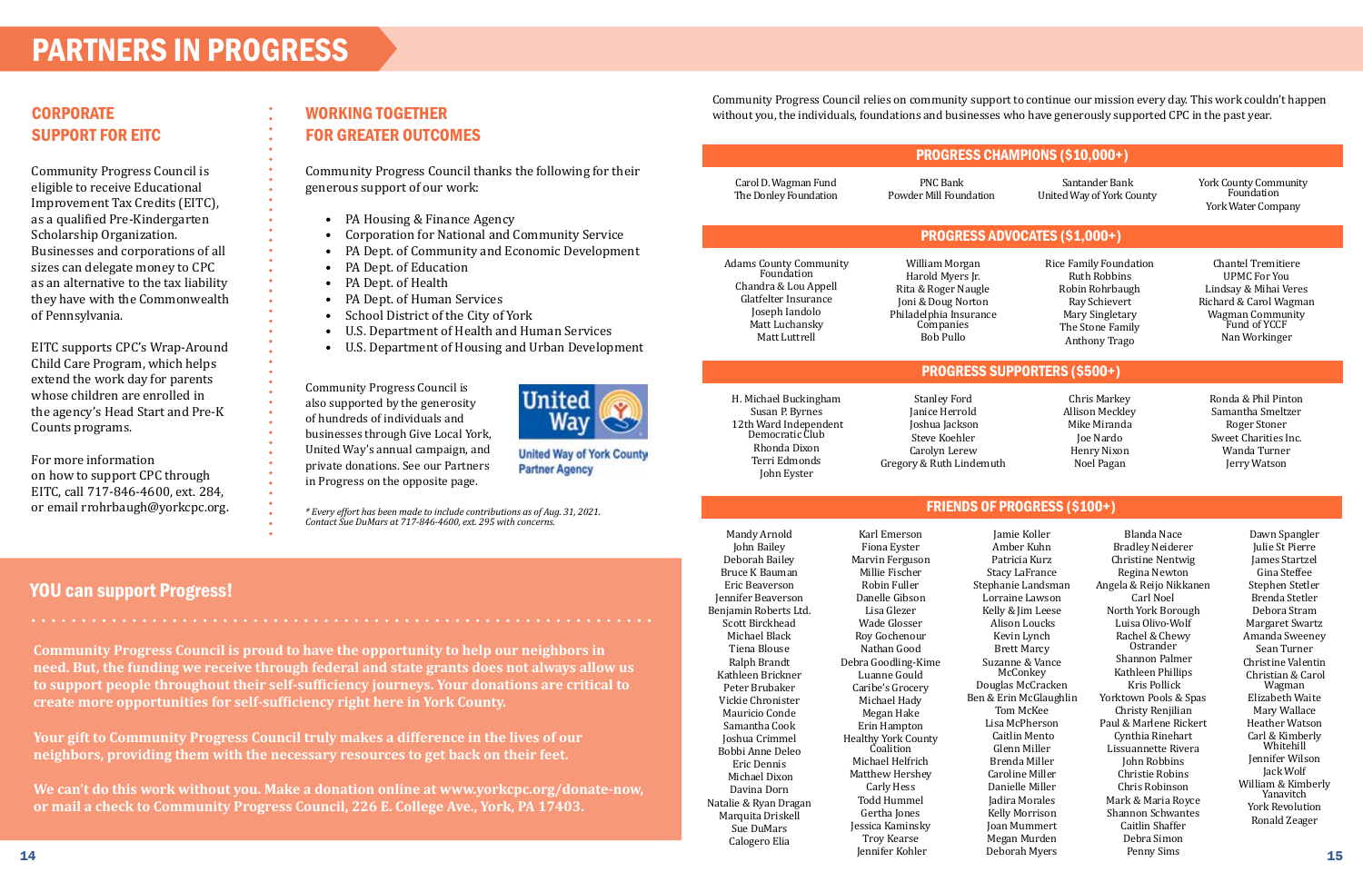# PARTNERS IN PROGRESS

## CORPORATE SUPPORT FOR EITC

Community Progress Council is eligible to receive Educational Improvement Tax Credits (EITC), as a qualified Pre-Kindergarten Scholarship Organization. Businesses and corporations of all sizes can delegate money to CPC as an alternative to the tax liability they have with the Commonwealth of Pennsylvania.

EITC supports CPC's Wrap-Around Child Care Program, which helps extend the work day for parents whose children are enrolled in the agency's Head Start and Pre-K Counts programs.

For more information on how to support CPC through EITC, call 717-846-4600, ext. 284, or email rrohrbaugh@yorkcpc.org.

## WORKING TOGETHER FOR GREATER OUTCOMES

Community Progress Council thanks the following for their generous support of our work:

- PA Housing & Finance Agency
- Corporation for National and Community Service
- PA Dept. of Community and Economic Development
- PA Dept. of Education
- PA Dept. of Health
- PA Dept. of Human Services
- School District of the City of York
- U.S. Department of Health and Human Services
- U.S. Department of Housing and Urban Development

Community Progress Council is also supported by the generosity of hundreds of individuals and businesses through Give Local York, United Way's annual campaign, and private donations. See our Partners in Progress on the opposite page.

United Way

United Way of York County Partner Agency

*\* Every effort has been made to include contributions as of Aug. 31, 2021. Contact Sue DuMars at 717-846-4600, ext. 295 with concerns.*

## YOU can support Progress!

**Community Progress Council is proud to have the opportunity to help our neighbors in need. But, the funding we receive through federal and state grants does not always allow us to support people throughout their self-sufficiency journeys. Your donations are critical to create more opportunities for self-sufficiency right here in York County.**

**Your gift to Community Progress Council truly makes a difference in the lives of our neighbors, providing them with the necessary resources to get back on their feet.**

**We can't do this work without you. Make a donation online at www.yorkcpc.org/donate-now, or mail a check to Community Progress Council, 226 E. College Ave., York, PA 17403.**

Community Progress Council relies on community support to continue our mission every day. This work couldn't happen without you, the individuals, foundations and businesses who have generously supported CPC in the past year.

### PROGRESS CHAMPIONS ($10,000+)

Carol D. Wagman Fund
The Donley Foundation
PNC Bank
Powder Mill Foundation
Santander Bank
United Way of York County
York County Community Foundation
York Water Company

### PROGRESS ADVOCATES ($1,000+)

Adams County Community Foundation
Chandra & Lou Appell
Glatfelter Insurance
Joseph Iandolo
Matt Luchansky
Matt Luttrell
William Morgan
Harold Myers Jr.
Rita & Roger Naugle
Joni & Doug Norton
Philadelphia Insurance Companies
Bob Pullo
Rice Family Foundation
Ruth Robbins
Robin Rohrbaugh
Ray Schievert
Mary Singletary
The Stone Family
Anthony Trago
Chantel Tremitiere
UPMC For You
Lindsay & Mihai Veres
Richard & Carol Wagman
Wagman Community Fund of YCCF
Nan Workinger

### PROGRESS SUPPORTERS ($500+)

H. Michael Buckingham
Susan P. Byrnes
12th Ward Independent Democratic Club
Rhonda Dixon
Terri Edmonds
John Eyster
Stanley Ford
Janice Herrold
Joshua Jackson
Steve Koehler
Carolyn Lerew
Gregory & Ruth Lindemuth
Chris Markey
Allison Meckley
Mike Miranda
Joe Nardo
Henry Nixon
Noel Pagan
Ronda & Phil Pinton
Samantha Smeltzer
Roger Stoner
Sweet Charities Inc.
Wanda Turner
Jerry Watson

### FRIENDS OF PROGRESS ($100+)

Mandy Arnold
John Bailey
Deborah Bailey
Bruce K Bauman
Eric Beaverson
Jennifer Beaverson
Benjamin Roberts Ltd.
Scott Birckhead
Michael Black
Tiena Blouse
Ralph Brandt
Kathleen Brickner
Peter Brubaker
Vickie Chronister
Mauricio Conde
Samantha Cook
Joshua Crimmel
Bobbi Anne Deleo
Eric Dennis
Michael Dixon
Davina Dorn
Natalie & Ryan Dragan
Marquita Driskell
Sue DuMars
Calogero Elia
Karl Emerson
Fiona Eyster
Marvin Ferguson
Millie Fischer
Robin Fuller
Danelle Gibson
Lisa Glezer
Wade Glosser
Roy Gochenour
Nathan Good
Debra Goodling-Kime
Luanne Gould
Caribe's Grocery
Michael Hady
Megan Hake
Erin Hampton
Healthy York County Coalition
Michael Helfrich
Matthew Hershey
Carly Hess
Todd Hummel
Gertha Jones
Jessica Kaminsky
Troy Kearse
Jennifer Kohler
Jamie Koller
Amber Kuhn
Patricia Kurz
Stacy LaFrance
Stephanie Landsman
Lorraine Lawson
Kelly & Jim Leese
Alison Loucks
Kevin Lynch
Brett Marcy
Suzanne & Vance McConkey
Douglas McCracken
Ben & Erin McGlaughlin
Tom McKee
Lisa McPherson
Caitlin Mento
Glenn Miller
Brenda Miller
Caroline Miller
Danielle Miller
Jadira Morales
Kelly Morrison
Joan Mummert
Megan Murden
Deborah Myers
Blanda Nace
Bradley Neiderer
Christine Nentwig
Regina Newton
Angela & Reijo Nikkanen
Carl Noel
North York Borough
Luisa Olivo-Wolf
Rachel & Chewy Ostrander
Shannon Palmer
Kathleen Phillips
Kris Pollick
Yorktown Pools & Spas
Christy Renjilian
Paul & Marlene Rickert
Cynthia Rinehart
Lissuannette Rivera
John Robbins
Christie Robins
Chris Robinson
Mark & Maria Royce
Shannon Schwantes
Caitlin Shaffer
Debra Simon
Penny Sims
Dawn Spangler
Julie St Pierre
James Startzel
Gina Steffee
Stephen Stetler
Brenda Stetler
Debora Stram
Margaret Swartz
Amanda Sweeney
Sean Turner
Christine Valentin
Christian & Carol Wagman
Elizabeth Waite
Mary Wallace
Heather Watson
Carl & Kimberly Whitehill
Jennifer Wilson
Jack Wolf
William & Kimberly Yanavitch
York Revolution
Ronald Zeager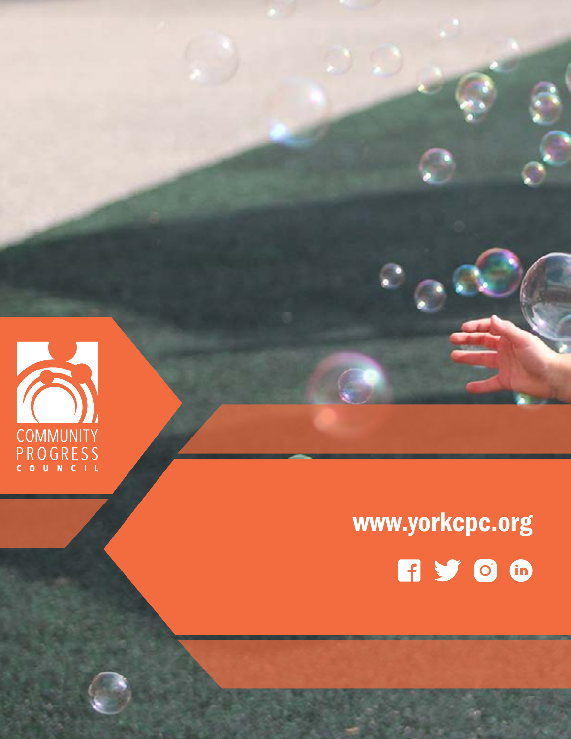COMMUNITY PROGRESS COUNCIL

www.yorkcpc.org